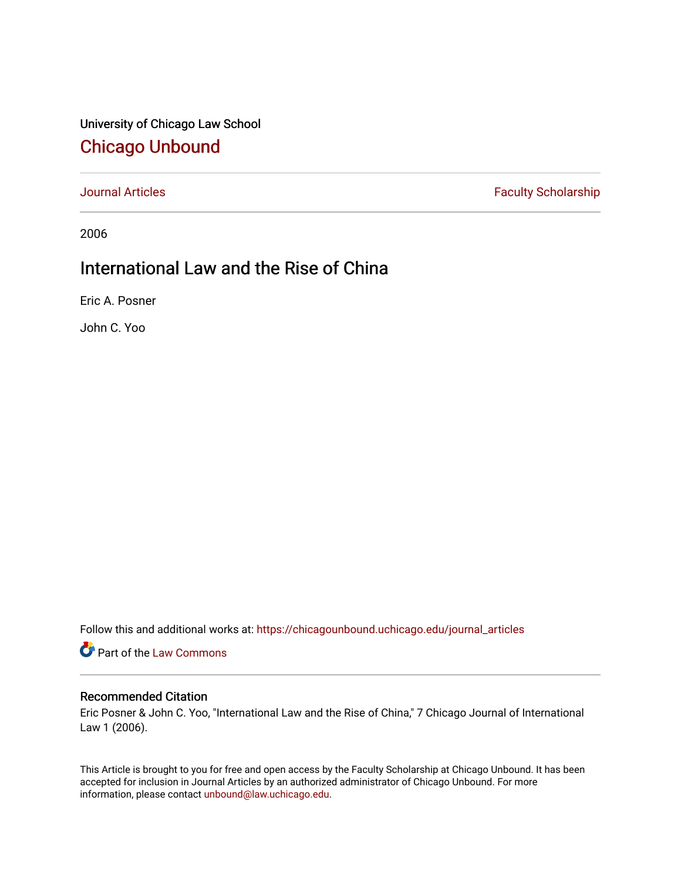University of Chicago Law School

## Chicago Unbound

Journal Articles | Faculty Scholarship

2006

# International Law and the Rise of China

Eric A. Posner

John C. Yoo

Follow this and additional works at: https://chicagounbound.uchicago.edu/journal_articles

Part of the Law Commons

### Recommended Citation

Eric Posner & John C. Yoo, "International Law and the Rise of China," 7 Chicago Journal of International Law 1 (2006).

This Article is brought to you for free and open access by the Faculty Scholarship at Chicago Unbound. It has been accepted for inclusion in Journal Articles by an authorized administrator of Chicago Unbound. For more information, please contact unbound@law.uchicago.edu.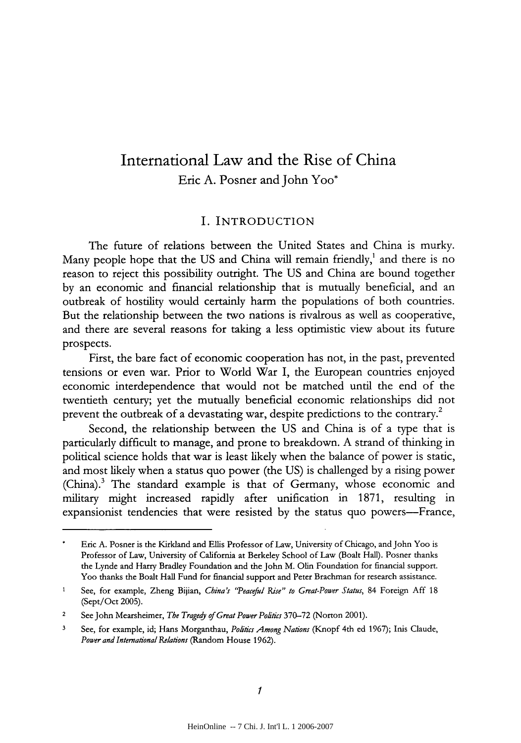# International Law and the Rise of China

Eric A. Posner and John Yoo*

## I. INTRODUCTION

The future of relations between the United States and China is murky. Many people hope that the US and China will remain friendly,[1] and there is no reason to reject this possibility outright. The US and China are bound together by an economic and financial relationship that is mutually beneficial, and an outbreak of hostility would certainly harm the populations of both countries. But the relationship between the two nations is rivalrous as well as cooperative, and there are several reasons for taking a less optimistic view about its future prospects.

First, the bare fact of economic cooperation has not, in the past, prevented tensions or even war. Prior to World War I, the European countries enjoyed economic interdependence that would not be matched until the end of the twentieth century; yet the mutually beneficial economic relationships did not prevent the outbreak of a devastating war, despite predictions to the contrary.[2]

Second, the relationship between the US and China is of a type that is particularly difficult to manage, and prone to breakdown. A strand of thinking in political science holds that war is least likely when the balance of power is static, and most likely when a status quo power (the US) is challenged by a rising power (China).[3] The standard example is that of Germany, whose economic and military might increased rapidly after unification in 1871, resulting in expansionist tendencies that were resisted by the status quo powers—France,

---

\* Eric A. Posner is the Kirkland and Ellis Professor of Law, University of Chicago, and John Yoo is Professor of Law, University of California at Berkeley School of Law (Boalt Hall). Posner thanks the Lynde and Harry Bradley Foundation and the John M. Olin Foundation for financial support. Yoo thanks the Boalt Hall Fund for financial support and Peter Brachman for research assistance.

[1] See, for example, Zheng Bijian, *China's "Peaceful Rise" to Great-Power Status*, 84 Foreign Aff 18 (Sept/Oct 2005).

[2] See John Mearsheimer, *The Tragedy of Great Power Politics* 370–72 (Norton 2001).

[3] See, for example, id; Hans Morganthau, *Politics Among Nations* (Knopf 4th ed 1967); Inis Claude, *Power and International Relations* (Random House 1962).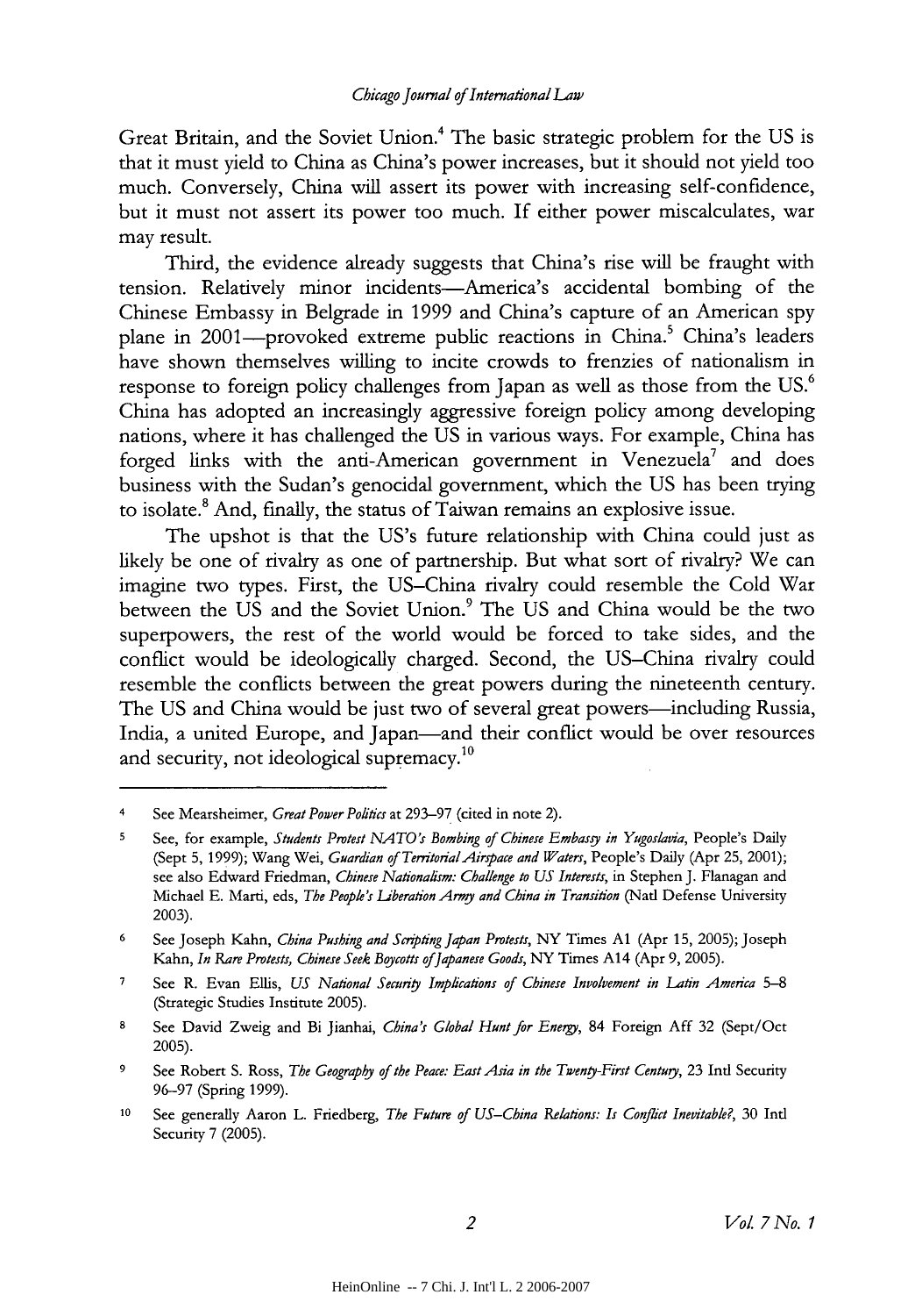Great Britain, and the Soviet Union.[4] The basic strategic problem for the US is that it must yield to China as China's power increases, but it should not yield too much. Conversely, China will assert its power with increasing self-confidence, but it must not assert its power too much. If either power miscalculates, war may result.

Third, the evidence already suggests that China's rise will be fraught with tension. Relatively minor incidents—America's accidental bombing of the Chinese Embassy in Belgrade in 1999 and China's capture of an American spy plane in 2001—provoked extreme public reactions in China.[5] China's leaders have shown themselves willing to incite crowds to frenzies of nationalism in response to foreign policy challenges from Japan as well as those from the US.[6] China has adopted an increasingly aggressive foreign policy among developing nations, where it has challenged the US in various ways. For example, China has forged links with the anti-American government in Venezuela[7] and does business with the Sudan's genocidal government, which the US has been trying to isolate.[8] And, finally, the status of Taiwan remains an explosive issue.

The upshot is that the US's future relationship with China could just as likely be one of rivalry as one of partnership. But what sort of rivalry? We can imagine two types. First, the US–China rivalry could resemble the Cold War between the US and the Soviet Union.[9] The US and China would be the two superpowers, the rest of the world would be forced to take sides, and the conflict would be ideologically charged. Second, the US–China rivalry could resemble the conflicts between the great powers during the nineteenth century. The US and China would be just two of several great powers—including Russia, India, a united Europe, and Japan—and their conflict would be over resources and security, not ideological supremacy.[10]

---

4 See Mearsheimer, *Great Power Politics* at 293–97 (cited in note 2).

5 See, for example, *Students Protest NATO's Bombing of Chinese Embassy in Yugoslavia*, People's Daily (Sept 5, 1999); Wang Wei, *Guardian of Territorial Airspace and Waters*, People's Daily (Apr 25, 2001); see also Edward Friedman, *Chinese Nationalism: Challenge to US Interests*, in Stephen J. Flanagan and Michael E. Marti, eds, *The People's Liberation Army and China in Transition* (Natl Defense University 2003).

6 See Joseph Kahn, *China Pushing and Scripting Japan Protests*, NY Times A1 (Apr 15, 2005); Joseph Kahn, *In Rare Protests, Chinese Seek Boycotts of Japanese Goods*, NY Times A14 (Apr 9, 2005).

7 See R. Evan Ellis, *US National Security Implications of Chinese Involvement in Latin America* 5–8 (Strategic Studies Institute 2005).

8 See David Zweig and Bi Jianhai, *China's Global Hunt for Energy*, 84 Foreign Aff 32 (Sept/Oct 2005).

9 See Robert S. Ross, *The Geography of the Peace: East Asia in the Twenty-First Century*, 23 Intl Security 96–97 (Spring 1999).

10 See generally Aaron L. Friedberg, *The Future of US–China Relations: Is Conflict Inevitable?*, 30 Intl Security 7 (2005).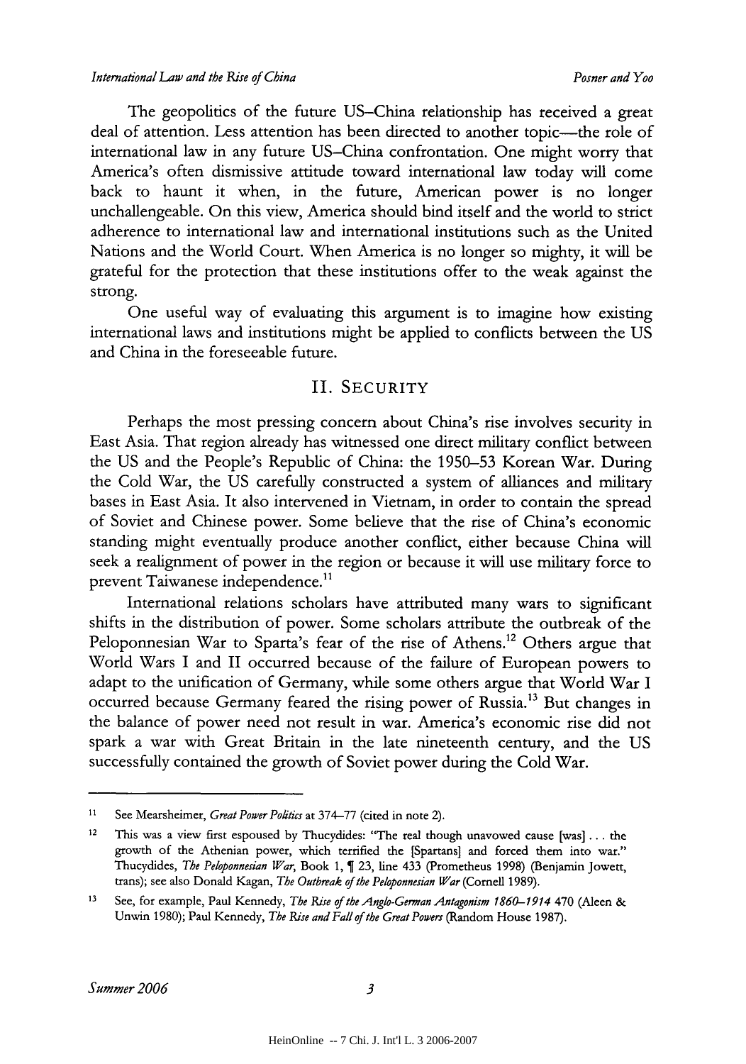The geopolitics of the future US–China relationship has received a great deal of attention. Less attention has been directed to another topic—the role of international law in any future US–China confrontation. One might worry that America's often dismissive attitude toward international law today will come back to haunt it when, in the future, American power is no longer unchallengeable. On this view, America should bind itself and the world to strict adherence to international law and international institutions such as the United Nations and the World Court. When America is no longer so mighty, it will be grateful for the protection that these institutions offer to the weak against the strong.

One useful way of evaluating this argument is to imagine how existing international laws and institutions might be applied to conflicts between the US and China in the foreseeable future.

## II. SECURITY

Perhaps the most pressing concern about China's rise involves security in East Asia. That region already has witnessed one direct military conflict between the US and the People's Republic of China: the 1950–53 Korean War. During the Cold War, the US carefully constructed a system of alliances and military bases in East Asia. It also intervened in Vietnam, in order to contain the spread of Soviet and Chinese power. Some believe that the rise of China's economic standing might eventually produce another conflict, either because China will seek a realignment of power in the region or because it will use military force to prevent Taiwanese independence.[11]

International relations scholars have attributed many wars to significant shifts in the distribution of power. Some scholars attribute the outbreak of the Peloponnesian War to Sparta's fear of the rise of Athens.[12] Others argue that World Wars I and II occurred because of the failure of European powers to adapt to the unification of Germany, while some others argue that World War I occurred because Germany feared the rising power of Russia.[13] But changes in the balance of power need not result in war. America's economic rise did not spark a war with Great Britain in the late nineteenth century, and the US successfully contained the growth of Soviet power during the Cold War.

---

[11] See Mearsheimer, *Great Power Politics* at 374–77 (cited in note 2).

[12] This was a view first espoused by Thucydides: "The real though unavowed cause [was] . . . the growth of the Athenian power, which terrified the [Spartans] and forced them into war." Thucydides, *The Peloponnesian War*, Book 1, ¶ 23, line 433 (Prometheus 1998) (Benjamin Jowett, trans); see also Donald Kagan, *The Outbreak of the Peloponnesian War* (Cornell 1989).

[13] See, for example, Paul Kennedy, *The Rise of the Anglo-German Antagonism 1860–1914* 470 (Aleen & Unwin 1980); Paul Kennedy, *The Rise and Fall of the Great Powers* (Random House 1987).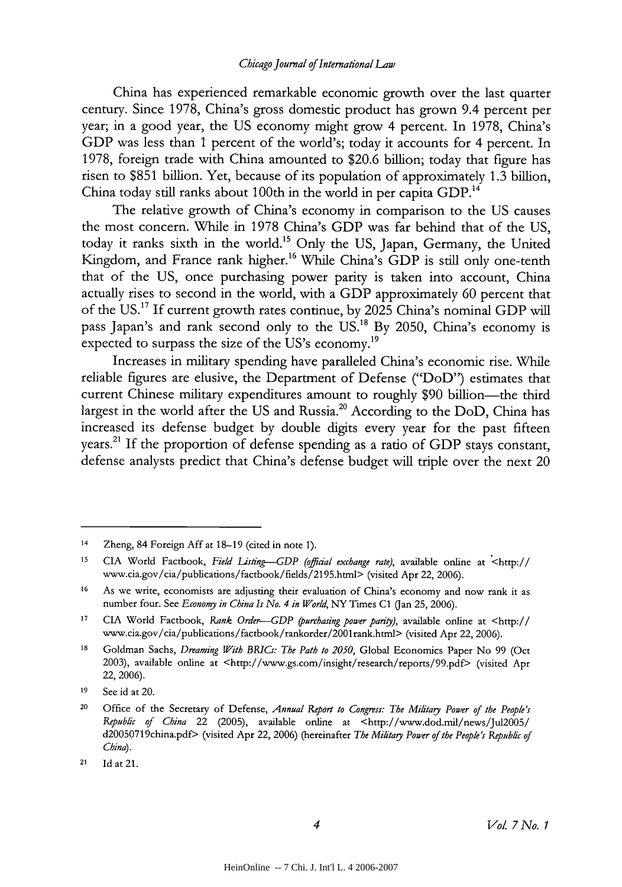China has experienced remarkable economic growth over the last quarter century. Since 1978, China's gross domestic product has grown 9.4 percent per year; in a good year, the US economy might grow 4 percent. In 1978, China's GDP was less than 1 percent of the world's; today it accounts for 4 percent. In 1978, foreign trade with China amounted to $20.6 billion; today that figure has risen to $851 billion. Yet, because of its population of approximately 1.3 billion, China today still ranks about 100th in the world in per capita GDP.[14]

The relative growth of China's economy in comparison to the US causes the most concern. While in 1978 China's GDP was far behind that of the US, today it ranks sixth in the world.[15] Only the US, Japan, Germany, the United Kingdom, and France rank higher.[16] While China's GDP is still only one-tenth that of the US, once purchasing power parity is taken into account, China actually rises to second in the world, with a GDP approximately 60 percent that of the US.[17] If current growth rates continue, by 2025 China's nominal GDP will pass Japan's and rank second only to the US.[18] By 2050, China's economy is expected to surpass the size of the US's economy.[19]

Increases in military spending have paralleled China's economic rise. While reliable figures are elusive, the Department of Defense ("DoD") estimates that current Chinese military expenditures amount to roughly $90 billion—the third largest in the world after the US and Russia.[20] According to the DoD, China has increased its defense budget by double digits every year for the past fifteen years.[21] If the proportion of defense spending as a ratio of GDP stays constant, defense analysts predict that China's defense budget will triple over the next 20

---

14 Zheng, 84 Foreign Aff at 18–19 (cited in note 1).

15 CIA World Factbook, *Field Listing—GDP (official exchange rate)*, available online at <http://www.cia.gov/cia/publications/factbook/fields/2195.html> (visited Apr 22, 2006).

16 As we write, economists are adjusting their evaluation of China's economy and now rank it as number four. See *Economy in China Is No. 4 in World*, NY Times C1 (Jan 25, 2006).

17 CIA World Factbook, *Rank Order—GDP (purchasing power parity)*, available online at <http://www.cia.gov/cia/publications/factbook/rankorder/2001rank.html> (visited Apr 22, 2006).

18 Goldman Sachs, *Dreaming With BRICs: The Path to 2050*, Global Economics Paper No 99 (Oct 2003), available online at <http://www.gs.com/insight/research/reports/99.pdf> (visited Apr 22, 2006).

19 See id at 20.

20 Office of the Secretary of Defense, *Annual Report to Congress: The Military Power of the People's Republic of China* 22 (2005), available online at <http://www.dod.mil/news/Jul2005/d20050719china.pdf> (visited Apr 22, 2006) (hereinafter *The Military Power of the People's Republic of China*).

21 Id at 21.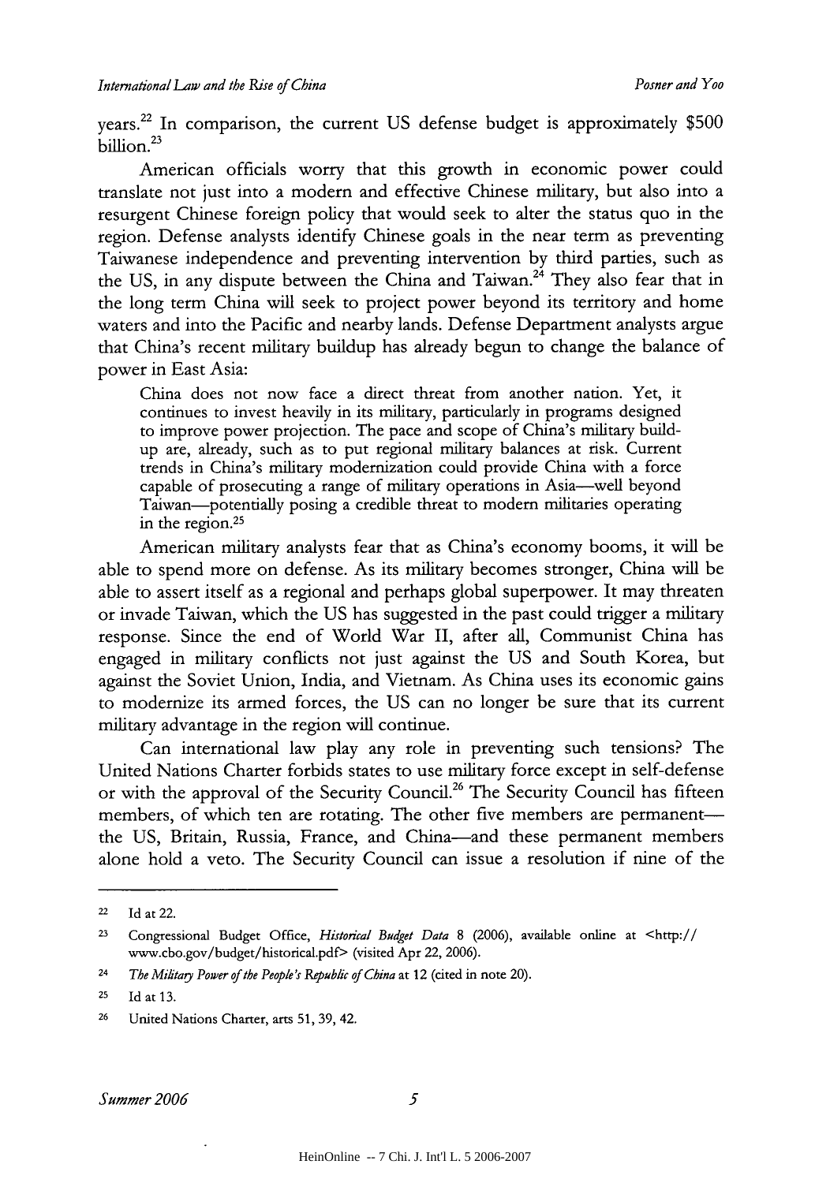years.[22] In comparison, the current US defense budget is approximately $500 billion.[23]

American officials worry that this growth in economic power could translate not just into a modern and effective Chinese military, but also into a resurgent Chinese foreign policy that would seek to alter the status quo in the region. Defense analysts identify Chinese goals in the near term as preventing Taiwanese independence and preventing intervention by third parties, such as the US, in any dispute between the China and Taiwan.[24] They also fear that in the long term China will seek to project power beyond its territory and home waters and into the Pacific and nearby lands. Defense Department analysts argue that China's recent military buildup has already begun to change the balance of power in East Asia:

> China does not now face a direct threat from another nation. Yet, it continues to invest heavily in its military, particularly in programs designed to improve power projection. The pace and scope of China's military build-up are, already, such as to put regional military balances at risk. Current trends in China's military modernization could provide China with a force capable of prosecuting a range of military operations in Asia—well beyond Taiwan—potentially posing a credible threat to modern militaries operating in the region.[25]

American military analysts fear that as China's economy booms, it will be able to spend more on defense. As its military becomes stronger, China will be able to assert itself as a regional and perhaps global superpower. It may threaten or invade Taiwan, which the US has suggested in the past could trigger a military response. Since the end of World War II, after all, Communist China has engaged in military conflicts not just against the US and South Korea, but against the Soviet Union, India, and Vietnam. As China uses its economic gains to modernize its armed forces, the US can no longer be sure that its current military advantage in the region will continue.

Can international law play any role in preventing such tensions? The United Nations Charter forbids states to use military force except in self-defense or with the approval of the Security Council.[26] The Security Council has fifteen members, of which ten are rotating. The other five members are permanent—the US, Britain, Russia, France, and China—and these permanent members alone hold a veto. The Security Council can issue a resolution if nine of the

---

22 Id at 22.

23 Congressional Budget Office, *Historical Budget Data* 8 (2006), available online at <http://www.cbo.gov/budget/historical.pdf> (visited Apr 22, 2006).

24 *The Military Power of the People's Republic of China* at 12 (cited in note 20).

25 Id at 13.

26 United Nations Charter, arts 51, 39, 42.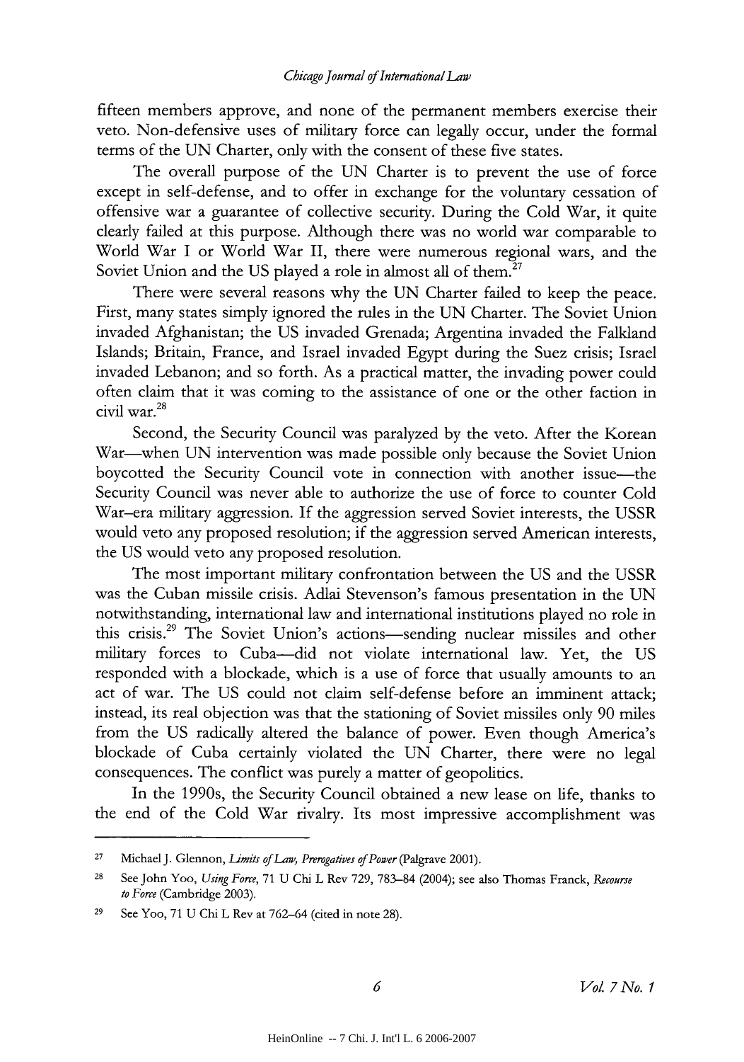fifteen members approve, and none of the permanent members exercise their veto. Non-defensive uses of military force can legally occur, under the formal terms of the UN Charter, only with the consent of these five states.

The overall purpose of the UN Charter is to prevent the use of force except in self-defense, and to offer in exchange for the voluntary cessation of offensive war a guarantee of collective security. During the Cold War, it quite clearly failed at this purpose. Although there was no world war comparable to World War I or World War II, there were numerous regional wars, and the Soviet Union and the US played a role in almost all of them.[27]

There were several reasons why the UN Charter failed to keep the peace. First, many states simply ignored the rules in the UN Charter. The Soviet Union invaded Afghanistan; the US invaded Grenada; Argentina invaded the Falkland Islands; Britain, France, and Israel invaded Egypt during the Suez crisis; Israel invaded Lebanon; and so forth. As a practical matter, the invading power could often claim that it was coming to the assistance of one or the other faction in civil war.[28]

Second, the Security Council was paralyzed by the veto. After the Korean War—when UN intervention was made possible only because the Soviet Union boycotted the Security Council vote in connection with another issue—the Security Council was never able to authorize the use of force to counter Cold War–era military aggression. If the aggression served Soviet interests, the USSR would veto any proposed resolution; if the aggression served American interests, the US would veto any proposed resolution.

The most important military confrontation between the US and the USSR was the Cuban missile crisis. Adlai Stevenson's famous presentation in the UN notwithstanding, international law and international institutions played no role in this crisis.[29] The Soviet Union's actions—sending nuclear missiles and other military forces to Cuba—did not violate international law. Yet, the US responded with a blockade, which is a use of force that usually amounts to an act of war. The US could not claim self-defense before an imminent attack; instead, its real objection was that the stationing of Soviet missiles only 90 miles from the US radically altered the balance of power. Even though America's blockade of Cuba certainly violated the UN Charter, there were no legal consequences. The conflict was purely a matter of geopolitics.

In the 1990s, the Security Council obtained a new lease on life, thanks to the end of the Cold War rivalry. Its most impressive accomplishment was

---

[27] Michael J. Glennon, *Limits of Law, Prerogatives of Power* (Palgrave 2001).

[28] See John Yoo, *Using Force*, 71 U Chi L Rev 729, 783–84 (2004); see also Thomas Franck, *Recourse to Force* (Cambridge 2003).

[29] See Yoo, 71 U Chi L Rev at 762–64 (cited in note 28).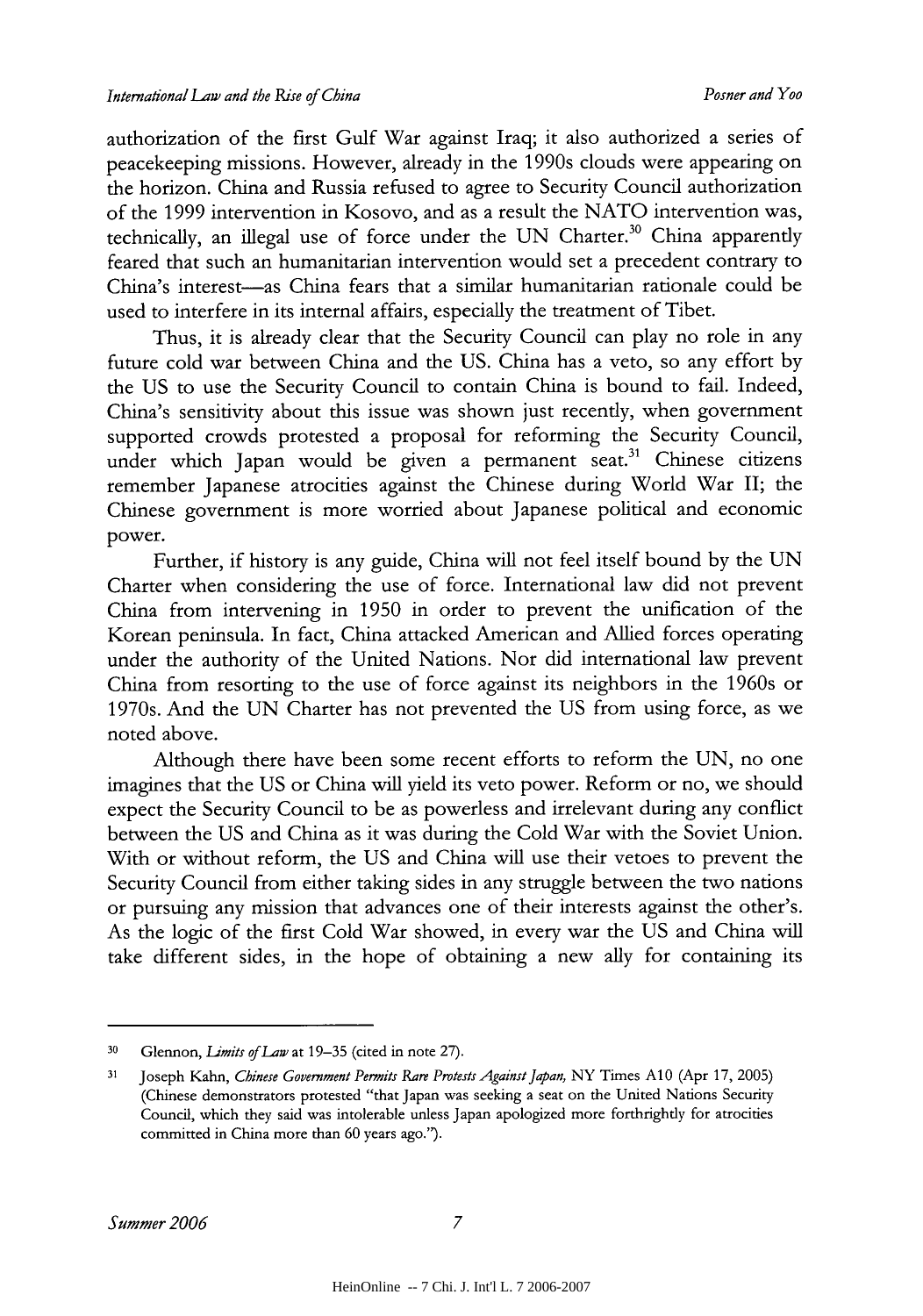authorization of the first Gulf War against Iraq; it also authorized a series of peacekeeping missions. However, already in the 1990s clouds were appearing on the horizon. China and Russia refused to agree to Security Council authorization of the 1999 intervention in Kosovo, and as a result the NATO intervention was, technically, an illegal use of force under the UN Charter.[30] China apparently feared that such an humanitarian intervention would set a precedent contrary to China's interest—as China fears that a similar humanitarian rationale could be used to interfere in its internal affairs, especially the treatment of Tibet.

Thus, it is already clear that the Security Council can play no role in any future cold war between China and the US. China has a veto, so any effort by the US to use the Security Council to contain China is bound to fail. Indeed, China's sensitivity about this issue was shown just recently, when government supported crowds protested a proposal for reforming the Security Council, under which Japan would be given a permanent seat.[31] Chinese citizens remember Japanese atrocities against the Chinese during World War II; the Chinese government is more worried about Japanese political and economic power.

Further, if history is any guide, China will not feel itself bound by the UN Charter when considering the use of force. International law did not prevent China from intervening in 1950 in order to prevent the unification of the Korean peninsula. In fact, China attacked American and Allied forces operating under the authority of the United Nations. Nor did international law prevent China from resorting to the use of force against its neighbors in the 1960s or 1970s. And the UN Charter has not prevented the US from using force, as we noted above.

Although there have been some recent efforts to reform the UN, no one imagines that the US or China will yield its veto power. Reform or no, we should expect the Security Council to be as powerless and irrelevant during any conflict between the US and China as it was during the Cold War with the Soviet Union. With or without reform, the US and China will use their vetoes to prevent the Security Council from either taking sides in any struggle between the two nations or pursuing any mission that advances one of their interests against the other's. As the logic of the first Cold War showed, in every war the US and China will take different sides, in the hope of obtaining a new ally for containing its

---

[30] Glennon, *Limits of Law* at 19–35 (cited in note 27).

[31] Joseph Kahn, *Chinese Government Permits Rare Protests Against Japan*, NY Times A10 (Apr 17, 2005) (Chinese demonstrators protested "that Japan was seeking a seat on the United Nations Security Council, which they said was intolerable unless Japan apologized more forthrightly for atrocities committed in China more than 60 years ago.").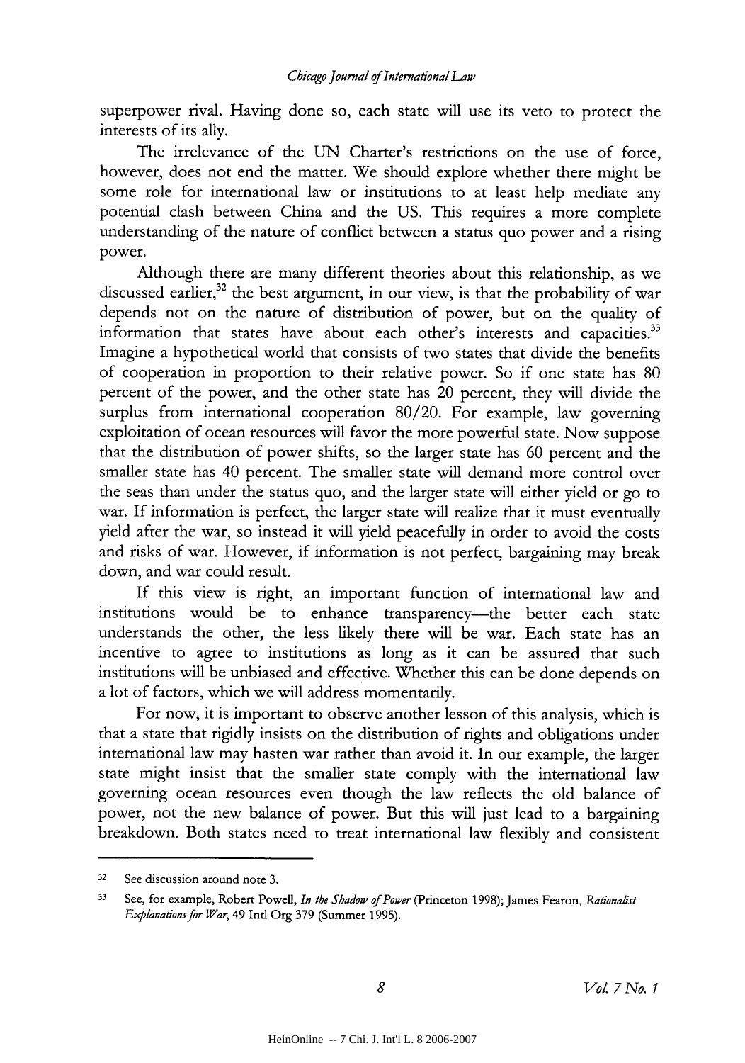superpower rival. Having done so, each state will use its veto to protect the interests of its ally.

The irrelevance of the UN Charter's restrictions on the use of force, however, does not end the matter. We should explore whether there might be some role for international law or institutions to at least help mediate any potential clash between China and the US. This requires a more complete understanding of the nature of conflict between a status quo power and a rising power.

Although there are many different theories about this relationship, as we discussed earlier,[32] the best argument, in our view, is that the probability of war depends not on the nature of distribution of power, but on the quality of information that states have about each other's interests and capacities.[33] Imagine a hypothetical world that consists of two states that divide the benefits of cooperation in proportion to their relative power. So if one state has 80 percent of the power, and the other state has 20 percent, they will divide the surplus from international cooperation 80/20. For example, law governing exploitation of ocean resources will favor the more powerful state. Now suppose that the distribution of power shifts, so the larger state has 60 percent and the smaller state has 40 percent. The smaller state will demand more control over the seas than under the status quo, and the larger state will either yield or go to war. If information is perfect, the larger state will realize that it must eventually yield after the war, so instead it will yield peacefully in order to avoid the costs and risks of war. However, if information is not perfect, bargaining may break down, and war could result.

If this view is right, an important function of international law and institutions would be to enhance transparency—the better each state understands the other, the less likely there will be war. Each state has an incentive to agree to institutions as long as it can be assured that such institutions will be unbiased and effective. Whether this can be done depends on a lot of factors, which we will address momentarily.

For now, it is important to observe another lesson of this analysis, which is that a state that rigidly insists on the distribution of rights and obligations under international law may hasten war rather than avoid it. In our example, the larger state might insist that the smaller state comply with the international law governing ocean resources even though the law reflects the old balance of power, not the new balance of power. But this will just lead to a bargaining breakdown. Both states need to treat international law flexibly and consistent

---

[32] See discussion around note 3.

[33] See, for example, Robert Powell, *In the Shadow of Power* (Princeton 1998); James Fearon, *Rationalist Explanations for War*, 49 Intl Org 379 (Summer 1995).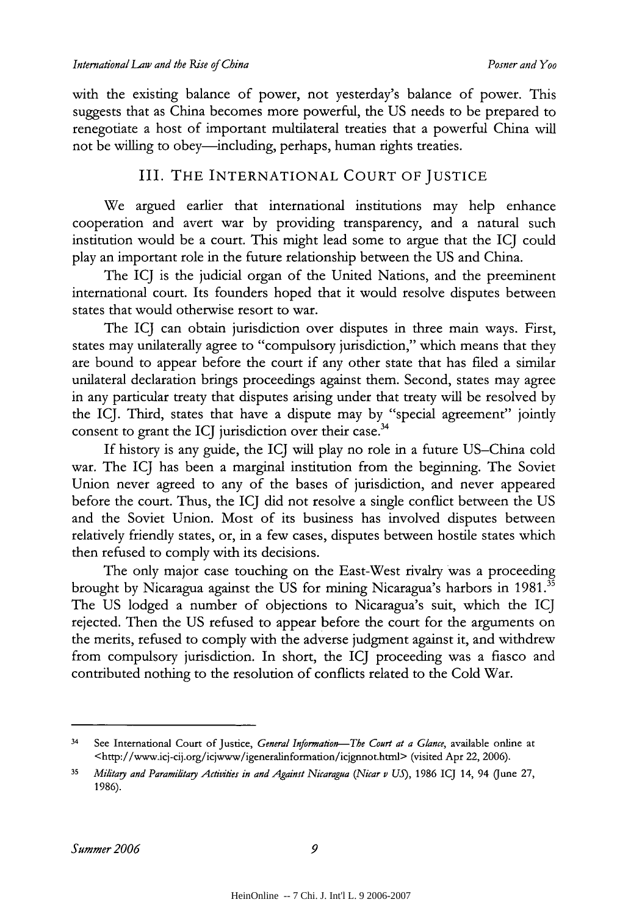with the existing balance of power, not yesterday's balance of power. This suggests that as China becomes more powerful, the US needs to be prepared to renegotiate a host of important multilateral treaties that a powerful China will not be willing to obey—including, perhaps, human rights treaties.

## III. THE INTERNATIONAL COURT OF JUSTICE

We argued earlier that international institutions may help enhance cooperation and avert war by providing transparency, and a natural such institution would be a court. This might lead some to argue that the ICJ could play an important role in the future relationship between the US and China.

The ICJ is the judicial organ of the United Nations, and the preeminent international court. Its founders hoped that it would resolve disputes between states that would otherwise resort to war.

The ICJ can obtain jurisdiction over disputes in three main ways. First, states may unilaterally agree to "compulsory jurisdiction," which means that they are bound to appear before the court if any other state that has filed a similar unilateral declaration brings proceedings against them. Second, states may agree in any particular treaty that disputes arising under that treaty will be resolved by the ICJ. Third, states that have a dispute may by "special agreement" jointly consent to grant the ICJ jurisdiction over their case.[34]

If history is any guide, the ICJ will play no role in a future US–China cold war. The ICJ has been a marginal institution from the beginning. The Soviet Union never agreed to any of the bases of jurisdiction, and never appeared before the court. Thus, the ICJ did not resolve a single conflict between the US and the Soviet Union. Most of its business has involved disputes between relatively friendly states, or, in a few cases, disputes between hostile states which then refused to comply with its decisions.

The only major case touching on the East-West rivalry was a proceeding brought by Nicaragua against the US for mining Nicaragua's harbors in 1981.[35] The US lodged a number of objections to Nicaragua's suit, which the ICJ rejected. Then the US refused to appear before the court for the arguments on the merits, refused to comply with the adverse judgment against it, and withdrew from compulsory jurisdiction. In short, the ICJ proceeding was a fiasco and contributed nothing to the resolution of conflicts related to the Cold War.

---

[34] See International Court of Justice, *General Information—The Court at a Glance*, available online at <http://www.icj-cij.org/icjwww/igeneralinformation/icjgnnot.html> (visited Apr 22, 2006).

[35] *Military and Paramilitary Activities in and Against Nicaragua (Nicar v US)*, 1986 ICJ 14, 94 (June 27, 1986).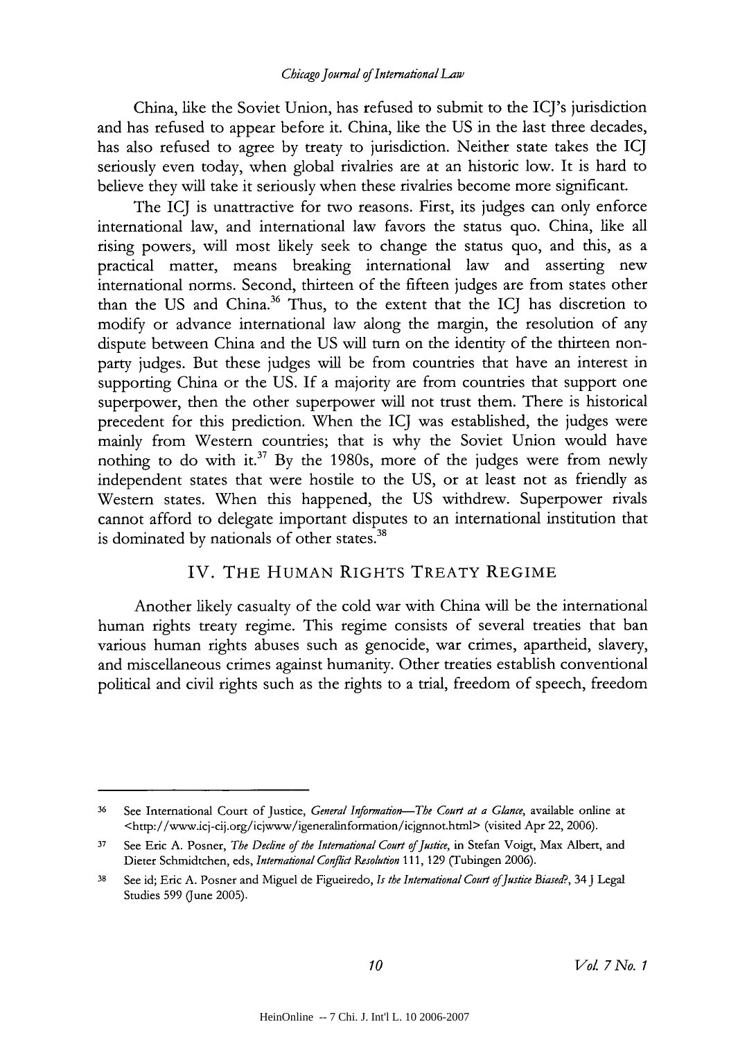China, like the Soviet Union, has refused to submit to the ICJ's jurisdiction and has refused to appear before it. China, like the US in the last three decades, has also refused to agree by treaty to jurisdiction. Neither state takes the ICJ seriously even today, when global rivalries are at an historic low. It is hard to believe they will take it seriously when these rivalries become more significant.

The ICJ is unattractive for two reasons. First, its judges can only enforce international law, and international law favors the status quo. China, like all rising powers, will most likely seek to change the status quo, and this, as a practical matter, means breaking international law and asserting new international norms. Second, thirteen of the fifteen judges are from states other than the US and China.[36] Thus, to the extent that the ICJ has discretion to modify or advance international law along the margin, the resolution of any dispute between China and the US will turn on the identity of the thirteen non-party judges. But these judges will be from countries that have an interest in supporting China or the US. If a majority are from countries that support one superpower, then the other superpower will not trust them. There is historical precedent for this prediction. When the ICJ was established, the judges were mainly from Western countries; that is why the Soviet Union would have nothing to do with it.[37] By the 1980s, more of the judges were from newly independent states that were hostile to the US, or at least not as friendly as Western states. When this happened, the US withdrew. Superpower rivals cannot afford to delegate important disputes to an international institution that is dominated by nationals of other states.[38]

## IV. THE HUMAN RIGHTS TREATY REGIME

Another likely casualty of the cold war with China will be the international human rights treaty regime. This regime consists of several treaties that ban various human rights abuses such as genocide, war crimes, apartheid, slavery, and miscellaneous crimes against humanity. Other treaties establish conventional political and civil rights such as the rights to a trial, freedom of speech, freedom

---

36 See International Court of Justice, *General Information—The Court at a Glance*, available online at <http://www.icj-cij.org/icjwww/igeneralinformation/icjgnnot.html> (visited Apr 22, 2006).

37 See Eric A. Posner, *The Decline of the International Court of Justice*, in Stefan Voigt, Max Albert, and Dieter Schmidtchen, eds, *International Conflict Resolution* 111, 129 (Tubingen 2006).

38 See id; Eric A. Posner and Miguel de Figueiredo, *Is the International Court of Justice Biased?*, 34 J Legal Studies 599 (June 2005).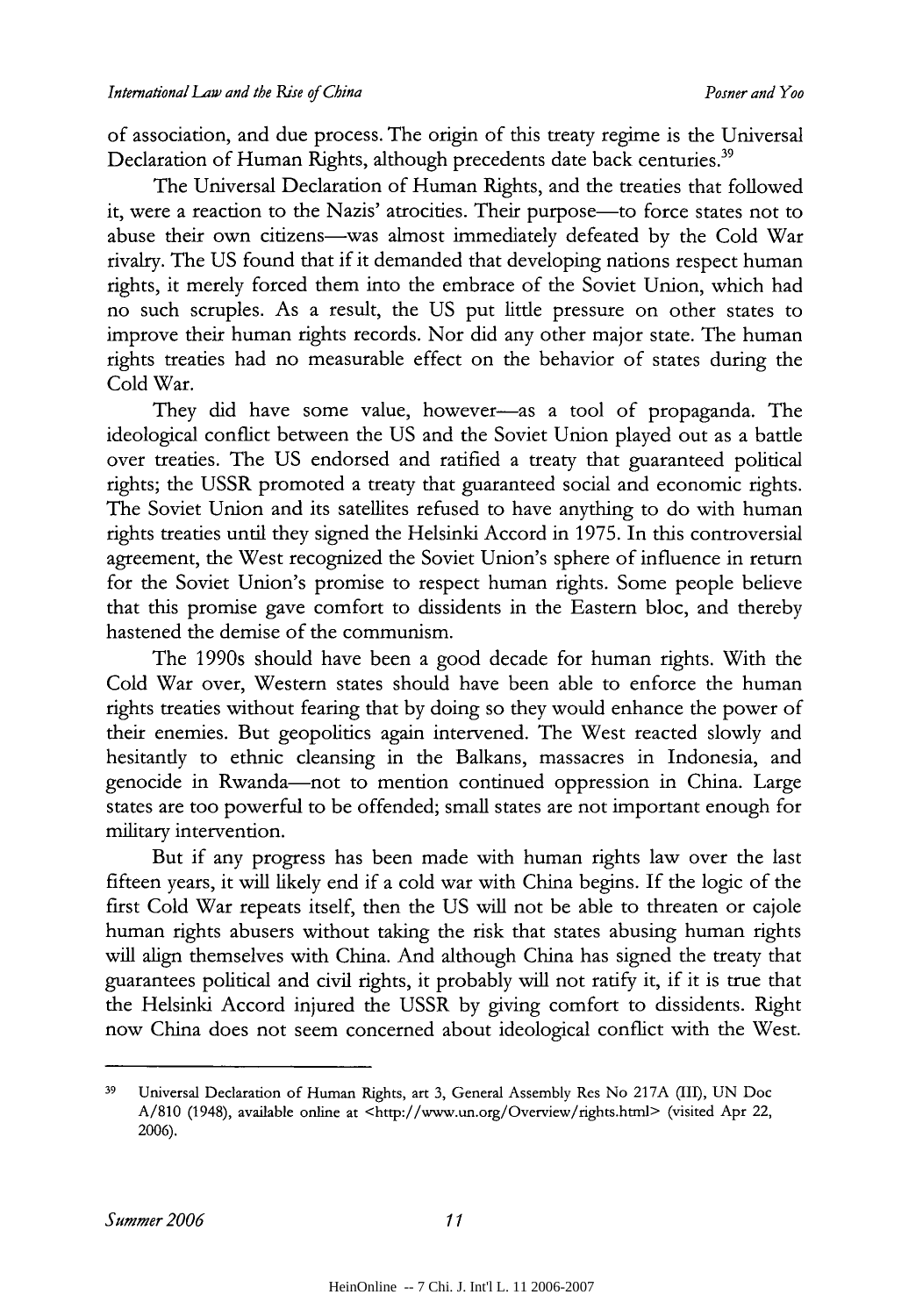of association, and due process. The origin of this treaty regime is the Universal Declaration of Human Rights, although precedents date back centuries.[39]

The Universal Declaration of Human Rights, and the treaties that followed it, were a reaction to the Nazis' atrocities. Their purpose—to force states not to abuse their own citizens—was almost immediately defeated by the Cold War rivalry. The US found that if it demanded that developing nations respect human rights, it merely forced them into the embrace of the Soviet Union, which had no such scruples. As a result, the US put little pressure on other states to improve their human rights records. Nor did any other major state. The human rights treaties had no measurable effect on the behavior of states during the Cold War.

They did have some value, however—as a tool of propaganda. The ideological conflict between the US and the Soviet Union played out as a battle over treaties. The US endorsed and ratified a treaty that guaranteed political rights; the USSR promoted a treaty that guaranteed social and economic rights. The Soviet Union and its satellites refused to have anything to do with human rights treaties until they signed the Helsinki Accord in 1975. In this controversial agreement, the West recognized the Soviet Union's sphere of influence in return for the Soviet Union's promise to respect human rights. Some people believe that this promise gave comfort to dissidents in the Eastern bloc, and thereby hastened the demise of the communism.

The 1990s should have been a good decade for human rights. With the Cold War over, Western states should have been able to enforce the human rights treaties without fearing that by doing so they would enhance the power of their enemies. But geopolitics again intervened. The West reacted slowly and hesitantly to ethnic cleansing in the Balkans, massacres in Indonesia, and genocide in Rwanda—not to mention continued oppression in China. Large states are too powerful to be offended; small states are not important enough for military intervention.

But if any progress has been made with human rights law over the last fifteen years, it will likely end if a cold war with China begins. If the logic of the first Cold War repeats itself, then the US will not be able to threaten or cajole human rights abusers without taking the risk that states abusing human rights will align themselves with China. And although China has signed the treaty that guarantees political and civil rights, it probably will not ratify it, if it is true that the Helsinki Accord injured the USSR by giving comfort to dissidents. Right now China does not seem concerned about ideological conflict with the West.

---

[39] Universal Declaration of Human Rights, art 3, General Assembly Res No 217A (III), UN Doc A/810 (1948), available online at <http://www.un.org/Overview/rights.html> (visited Apr 22, 2006).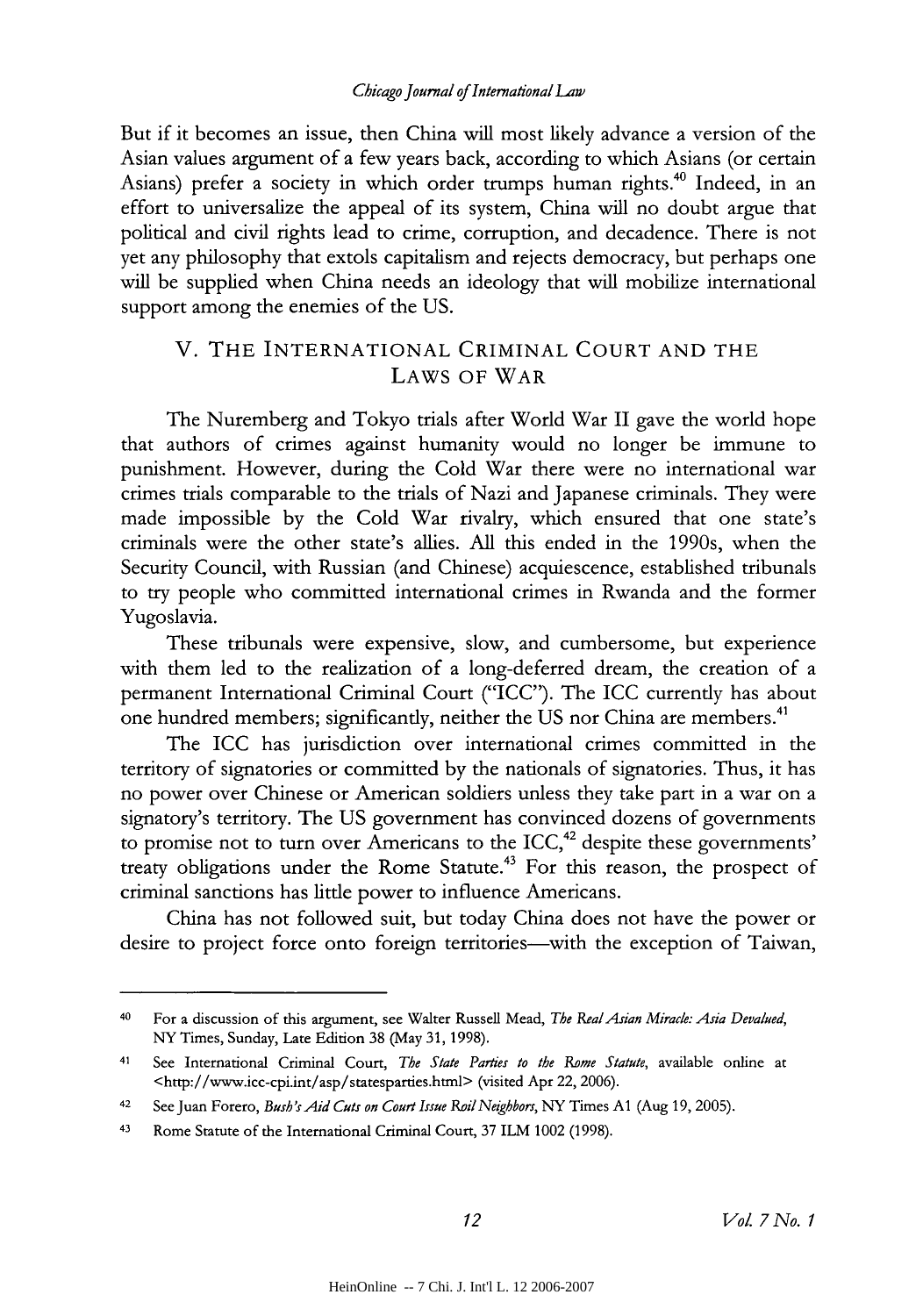But if it becomes an issue, then China will most likely advance a version of the Asian values argument of a few years back, according to which Asians (or certain Asians) prefer a society in which order trumps human rights.[40] Indeed, in an effort to universalize the appeal of its system, China will no doubt argue that political and civil rights lead to crime, corruption, and decadence. There is not yet any philosophy that extols capitalism and rejects democracy, but perhaps one will be supplied when China needs an ideology that will mobilize international support among the enemies of the US.

## V. THE INTERNATIONAL CRIMINAL COURT AND THE LAWS OF WAR

The Nuremberg and Tokyo trials after World War II gave the world hope that authors of crimes against humanity would no longer be immune to punishment. However, during the Cold War there were no international war crimes trials comparable to the trials of Nazi and Japanese criminals. They were made impossible by the Cold War rivalry, which ensured that one state's criminals were the other state's allies. All this ended in the 1990s, when the Security Council, with Russian (and Chinese) acquiescence, established tribunals to try people who committed international crimes in Rwanda and the former Yugoslavia.

These tribunals were expensive, slow, and cumbersome, but experience with them led to the realization of a long-deferred dream, the creation of a permanent International Criminal Court ("ICC"). The ICC currently has about one hundred members; significantly, neither the US nor China are members.[41]

The ICC has jurisdiction over international crimes committed in the territory of signatories or committed by the nationals of signatories. Thus, it has no power over Chinese or American soldiers unless they take part in a war on a signatory's territory. The US government has convinced dozens of governments to promise not to turn over Americans to the ICC,[42] despite these governments' treaty obligations under the Rome Statute.[43] For this reason, the prospect of criminal sanctions has little power to influence Americans.

China has not followed suit, but today China does not have the power or desire to project force onto foreign territories—with the exception of Taiwan,

---

40 For a discussion of this argument, see Walter Russell Mead, *The Real Asian Miracle: Asia Devalued*, NY Times, Sunday, Late Edition 38 (May 31, 1998).

41 See International Criminal Court, *The State Parties to the Rome Statute*, available online at <http://www.icc-cpi.int/asp/statesparties.html> (visited Apr 22, 2006).

42 See Juan Forero, *Bush's Aid Cuts on Court Issue Roil Neighbors*, NY Times A1 (Aug 19, 2005).

43 Rome Statute of the International Criminal Court, 37 ILM 1002 (1998).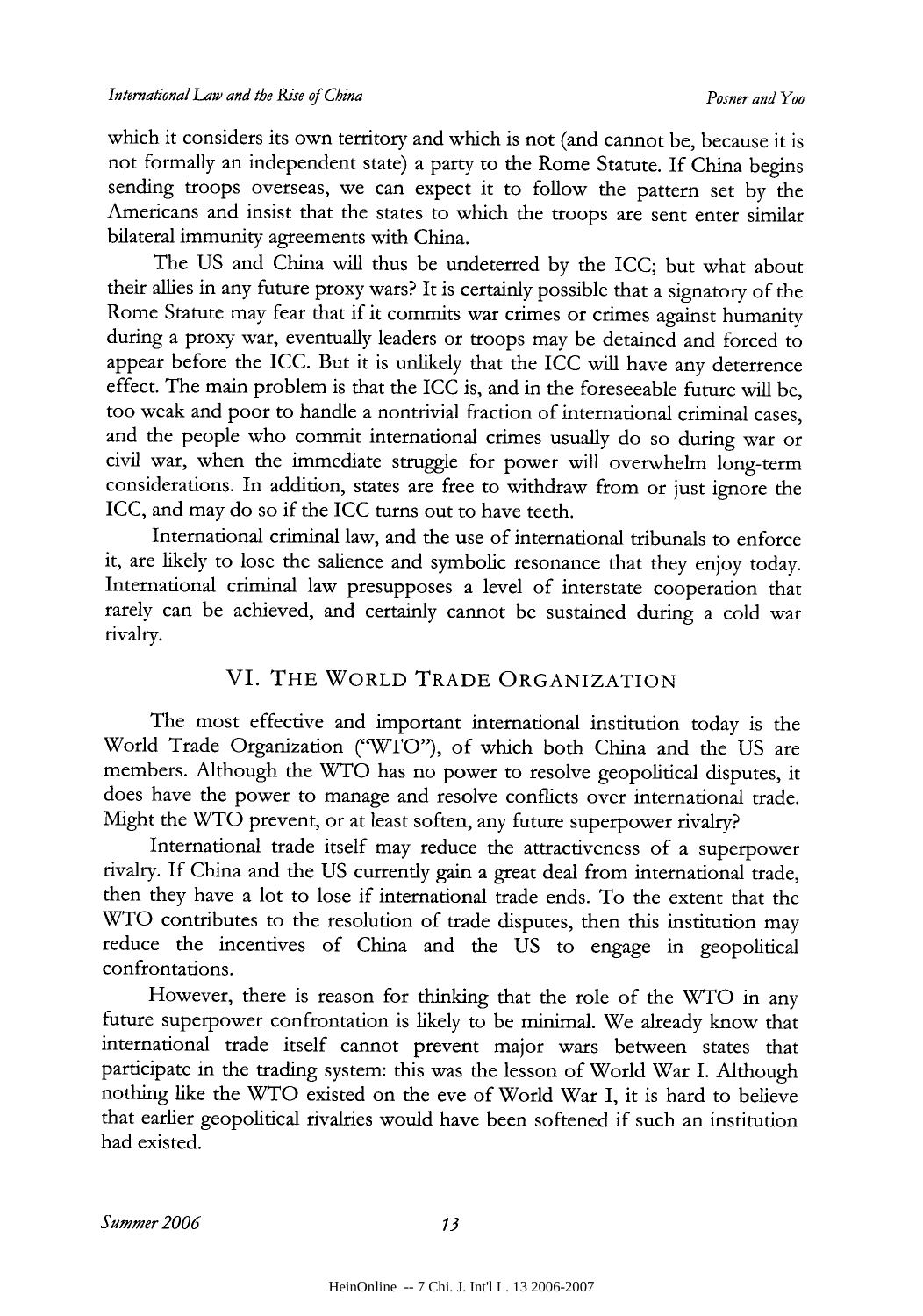which it considers its own territory and which is not (and cannot be, because it is not formally an independent state) a party to the Rome Statute. If China begins sending troops overseas, we can expect it to follow the pattern set by the Americans and insist that the states to which the troops are sent enter similar bilateral immunity agreements with China.

The US and China will thus be undeterred by the ICC; but what about their allies in any future proxy wars? It is certainly possible that a signatory of the Rome Statute may fear that if it commits war crimes or crimes against humanity during a proxy war, eventually leaders or troops may be detained and forced to appear before the ICC. But it is unlikely that the ICC will have any deterrence effect. The main problem is that the ICC is, and in the foreseeable future will be, too weak and poor to handle a nontrivial fraction of international criminal cases, and the people who commit international crimes usually do so during war or civil war, when the immediate struggle for power will overwhelm long-term considerations. In addition, states are free to withdraw from or just ignore the ICC, and may do so if the ICC turns out to have teeth.

International criminal law, and the use of international tribunals to enforce it, are likely to lose the salience and symbolic resonance that they enjoy today. International criminal law presupposes a level of interstate cooperation that rarely can be achieved, and certainly cannot be sustained during a cold war rivalry.

## VI. THE WORLD TRADE ORGANIZATION

The most effective and important international institution today is the World Trade Organization ("WTO"), of which both China and the US are members. Although the WTO has no power to resolve geopolitical disputes, it does have the power to manage and resolve conflicts over international trade. Might the WTO prevent, or at least soften, any future superpower rivalry?

International trade itself may reduce the attractiveness of a superpower rivalry. If China and the US currently gain a great deal from international trade, then they have a lot to lose if international trade ends. To the extent that the WTO contributes to the resolution of trade disputes, then this institution may reduce the incentives of China and the US to engage in geopolitical confrontations.

However, there is reason for thinking that the role of the WTO in any future superpower confrontation is likely to be minimal. We already know that international trade itself cannot prevent major wars between states that participate in the trading system: this was the lesson of World War I. Although nothing like the WTO existed on the eve of World War I, it is hard to believe that earlier geopolitical rivalries would have been softened if such an institution had existed.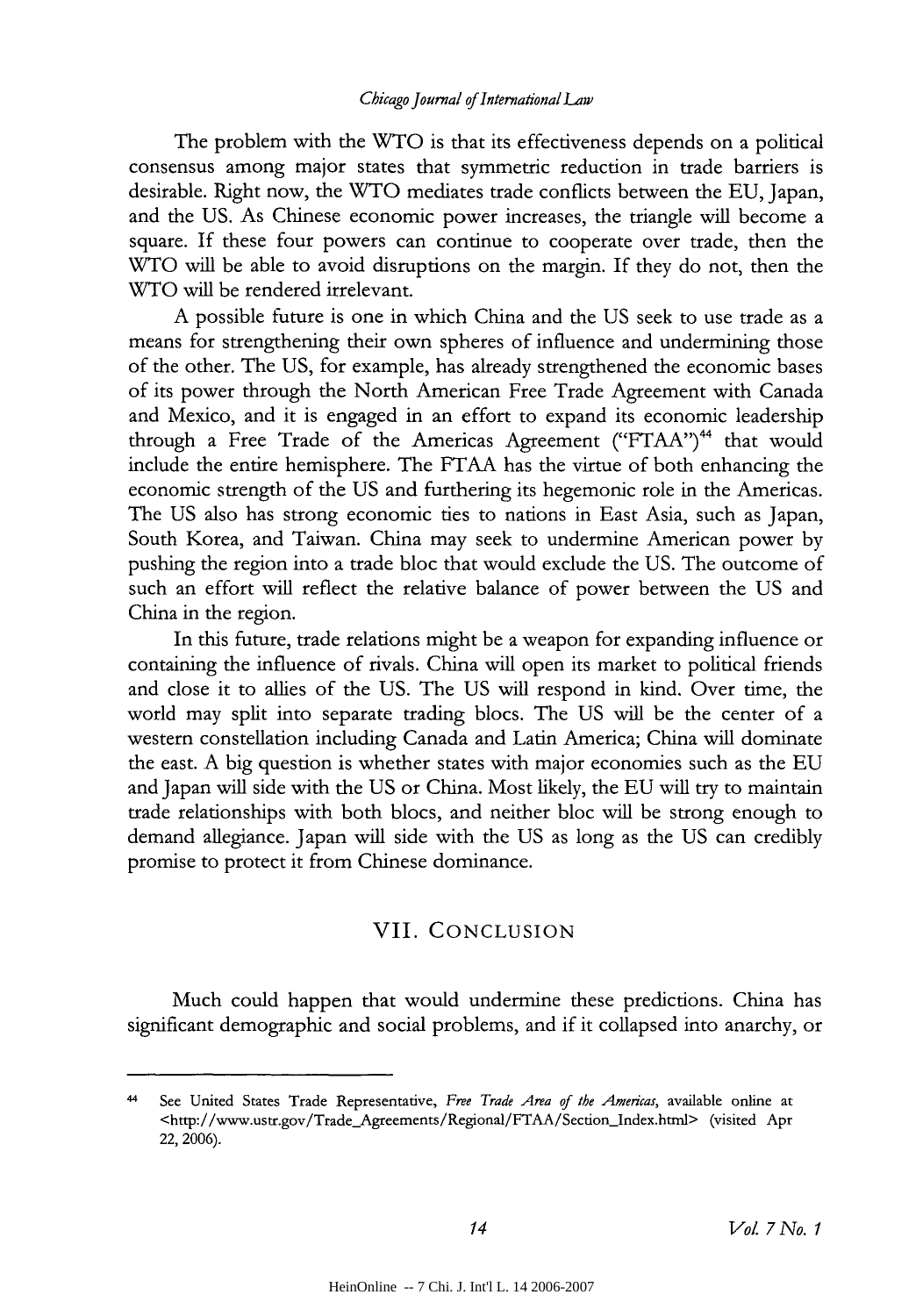The problem with the WTO is that its effectiveness depends on a political consensus among major states that symmetric reduction in trade barriers is desirable. Right now, the WTO mediates trade conflicts between the EU, Japan, and the US. As Chinese economic power increases, the triangle will become a square. If these four powers can continue to cooperate over trade, then the WTO will be able to avoid disruptions on the margin. If they do not, then the WTO will be rendered irrelevant.

A possible future is one in which China and the US seek to use trade as a means for strengthening their own spheres of influence and undermining those of the other. The US, for example, has already strengthened the economic bases of its power through the North American Free Trade Agreement with Canada and Mexico, and it is engaged in an effort to expand its economic leadership through a Free Trade of the Americas Agreement ("FTAA")[44] that would include the entire hemisphere. The FTAA has the virtue of both enhancing the economic strength of the US and furthering its hegemonic role in the Americas. The US also has strong economic ties to nations in East Asia, such as Japan, South Korea, and Taiwan. China may seek to undermine American power by pushing the region into a trade bloc that would exclude the US. The outcome of such an effort will reflect the relative balance of power between the US and China in the region.

In this future, trade relations might be a weapon for expanding influence or containing the influence of rivals. China will open its market to political friends and close it to allies of the US. The US will respond in kind. Over time, the world may split into separate trading blocs. The US will be the center of a western constellation including Canada and Latin America; China will dominate the east. A big question is whether states with major economies such as the EU and Japan will side with the US or China. Most likely, the EU will try to maintain trade relationships with both blocs, and neither bloc will be strong enough to demand allegiance. Japan will side with the US as long as the US can credibly promise to protect it from Chinese dominance.

## VII. CONCLUSION

Much could happen that would undermine these predictions. China has significant demographic and social problems, and if it collapsed into anarchy, or

---

[44] See United States Trade Representative, *Free Trade Area of the Americas*, available online at <http://www.ustr.gov/Trade_Agreements/Regional/FTAA/Section_Index.html> (visited Apr 22, 2006).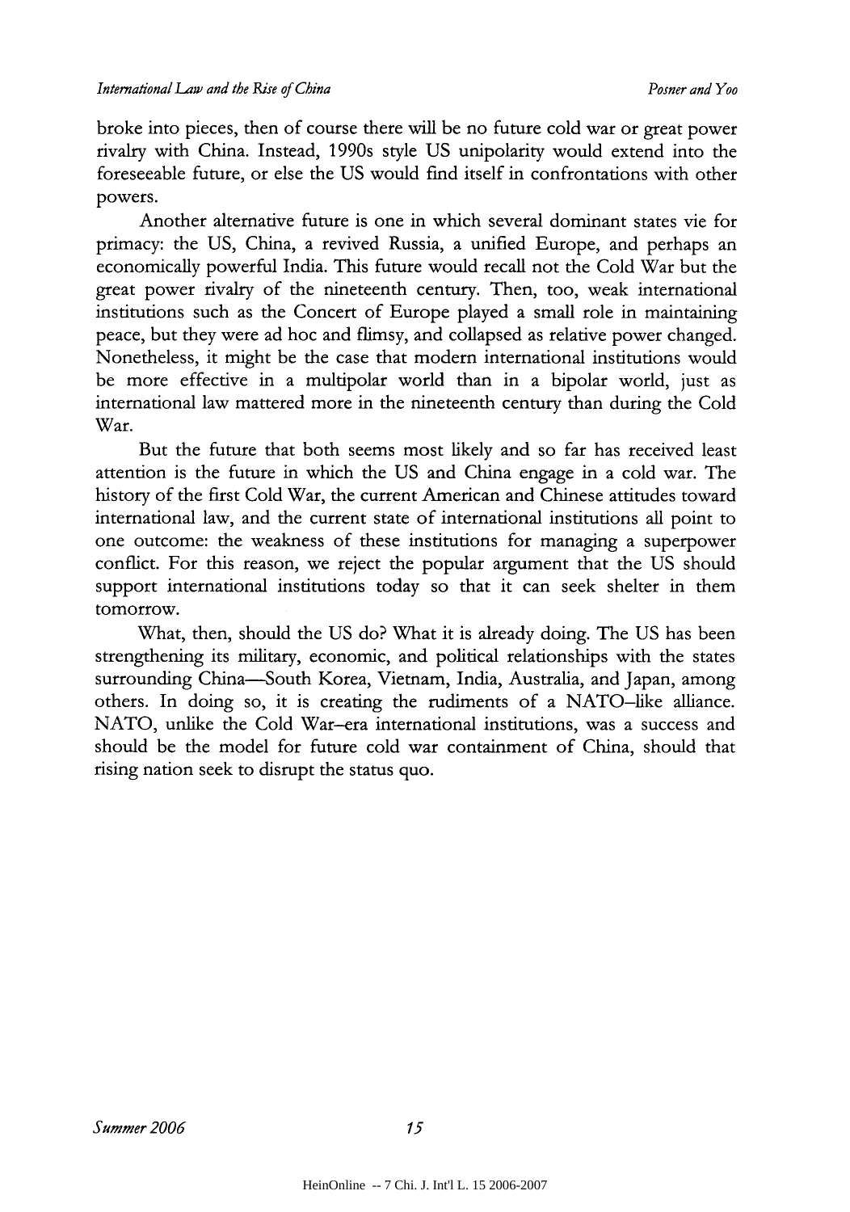broke into pieces, then of course there will be no future cold war or great power rivalry with China. Instead, 1990s style US unipolarity would extend into the foreseeable future, or else the US would find itself in confrontations with other powers.

Another alternative future is one in which several dominant states vie for primacy: the US, China, a revived Russia, a unified Europe, and perhaps an economically powerful India. This future would recall not the Cold War but the great power rivalry of the nineteenth century. Then, too, weak international institutions such as the Concert of Europe played a small role in maintaining peace, but they were ad hoc and flimsy, and collapsed as relative power changed. Nonetheless, it might be the case that modern international institutions would be more effective in a multipolar world than in a bipolar world, just as international law mattered more in the nineteenth century than during the Cold War.

But the future that both seems most likely and so far has received least attention is the future in which the US and China engage in a cold war. The history of the first Cold War, the current American and Chinese attitudes toward international law, and the current state of international institutions all point to one outcome: the weakness of these institutions for managing a superpower conflict. For this reason, we reject the popular argument that the US should support international institutions today so that it can seek shelter in them tomorrow.

What, then, should the US do? What it is already doing. The US has been strengthening its military, economic, and political relationships with the states surrounding China—South Korea, Vietnam, India, Australia, and Japan, among others. In doing so, it is creating the rudiments of a NATO–like alliance. NATO, unlike the Cold War–era international institutions, was a success and should be the model for future cold war containment of China, should that rising nation seek to disrupt the status quo.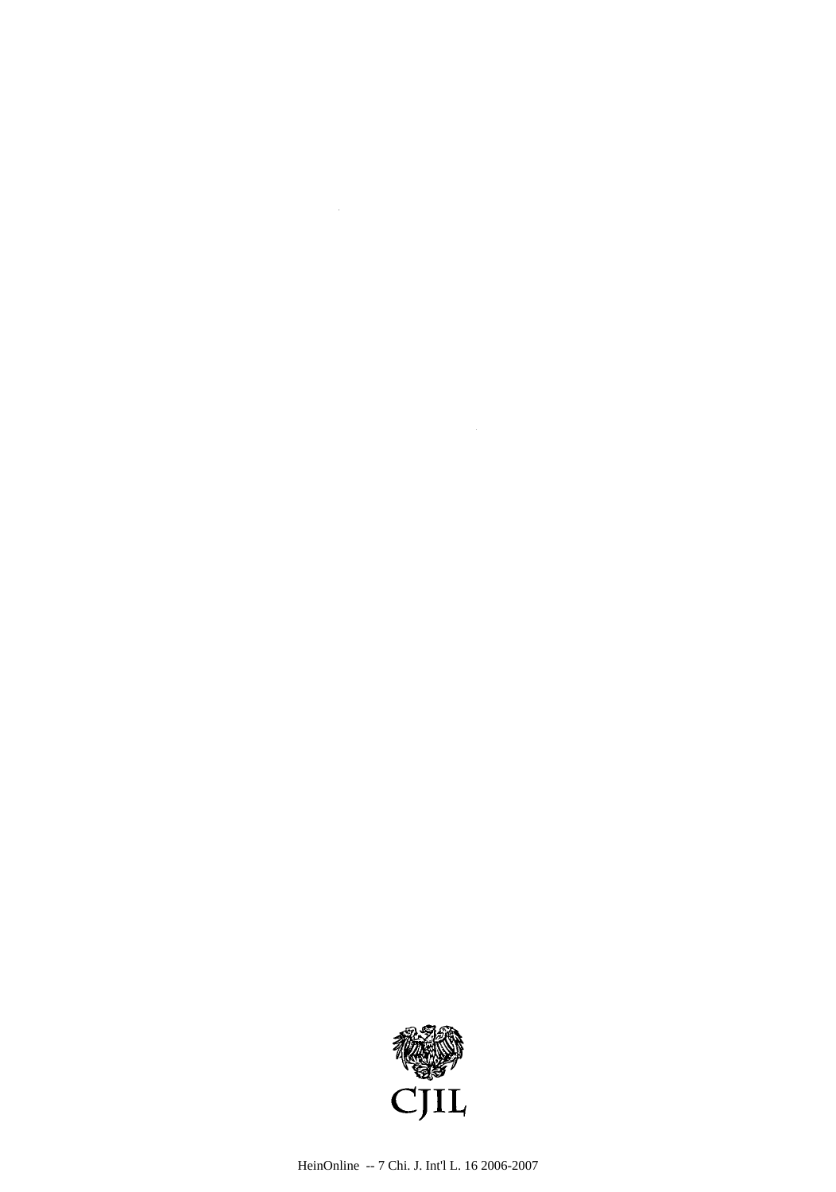CJIL